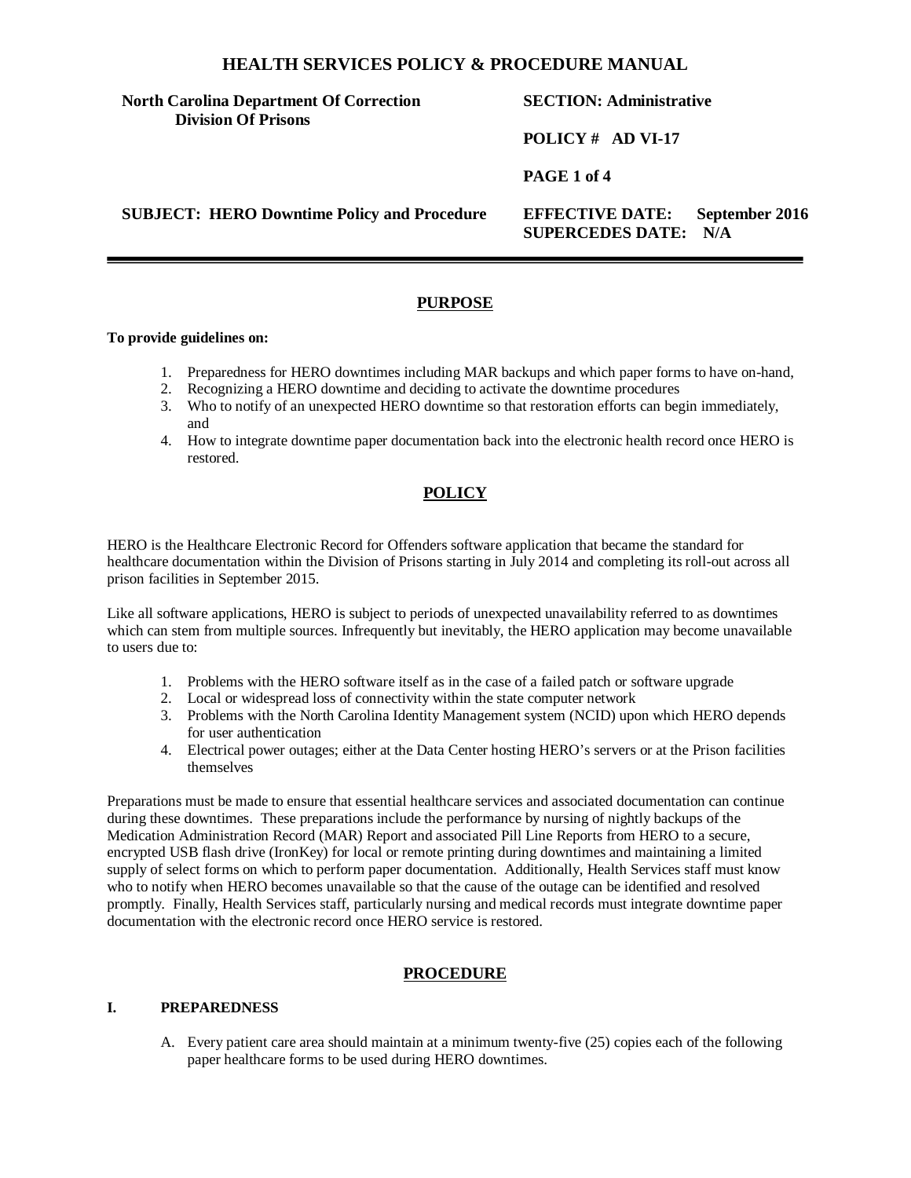# HEALTH SERVICES POLICY & PROCEDURE MANUAL

| | |
|---|---|
| **North Carolina Department Of Correction Division Of Prisons** | **SECTION: Administrative** |
| | **POLICY # AD VI-17** |
| | **PAGE 1 of 4** |
| **SUBJECT: HERO Downtime Policy and Procedure** | **EFFECTIVE DATE: September 2016** **SUPERCEDES DATE: N/A** |

## PURPOSE

**To provide guidelines on:**

1. Preparedness for HERO downtimes including MAR backups and which paper forms to have on-hand,
2. Recognizing a HERO downtime and deciding to activate the downtime procedures
3. Who to notify of an unexpected HERO downtime so that restoration efforts can begin immediately, and
4. How to integrate downtime paper documentation back into the electronic health record once HERO is restored.

## POLICY

HERO is the Healthcare Electronic Record for Offenders software application that became the standard for healthcare documentation within the Division of Prisons starting in July 2014 and completing its roll-out across all prison facilities in September 2015.

Like all software applications, HERO is subject to periods of unexpected unavailability referred to as downtimes which can stem from multiple sources. Infrequently but inevitably, the HERO application may become unavailable to users due to:

1. Problems with the HERO software itself as in the case of a failed patch or software upgrade
2. Local or widespread loss of connectivity within the state computer network
3. Problems with the North Carolina Identity Management system (NCID) upon which HERO depends for user authentication
4. Electrical power outages; either at the Data Center hosting HERO's servers or at the Prison facilities themselves

Preparations must be made to ensure that essential healthcare services and associated documentation can continue during these downtimes. These preparations include the performance by nursing of nightly backups of the Medication Administration Record (MAR) Report and associated Pill Line Reports from HERO to a secure, encrypted USB flash drive (IronKey) for local or remote printing during downtimes and maintaining a limited supply of select forms on which to perform paper documentation. Additionally, Health Services staff must know who to notify when HERO becomes unavailable so that the cause of the outage can be identified and resolved promptly. Finally, Health Services staff, particularly nursing and medical records must integrate downtime paper documentation with the electronic record once HERO service is restored.

## PROCEDURE

### I. PREPAREDNESS

A. Every patient care area should maintain at a minimum twenty-five (25) copies each of the following paper healthcare forms to be used during HERO downtimes.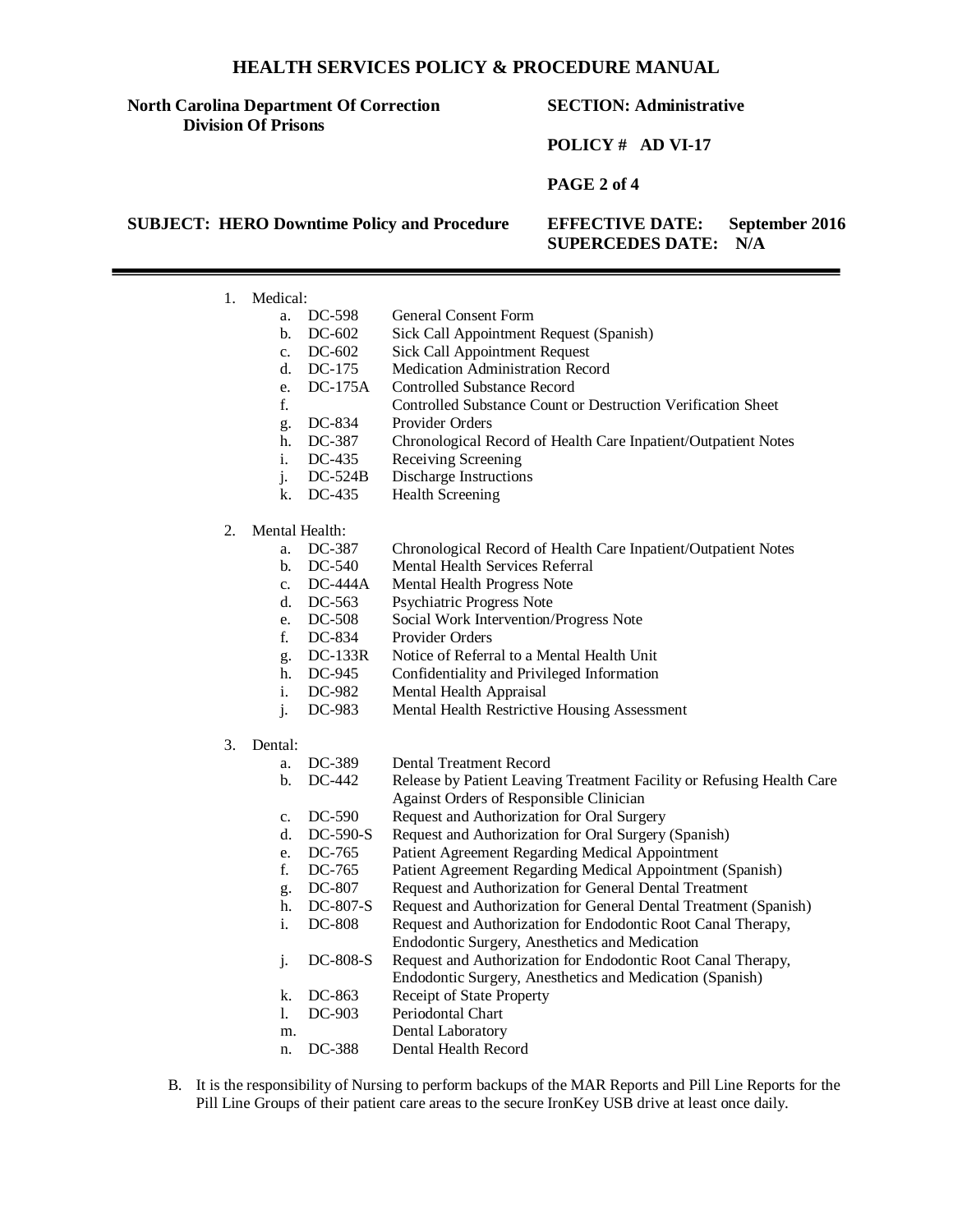1. Medical:
   a. DC-598 General Consent Form
   b. DC-602 Sick Call Appointment Request (Spanish)
   c. DC-602 Sick Call Appointment Request
   d. DC-175 Medication Administration Record
   e. DC-175A Controlled Substance Record
   f. Controlled Substance Count or Destruction Verification Sheet
   g. DC-834 Provider Orders
   h. DC-387 Chronological Record of Health Care Inpatient/Outpatient Notes
   i. DC-435 Receiving Screening
   j. DC-524B Discharge Instructions
   k. DC-435 Health Screening

2. Mental Health:
   a. DC-387 Chronological Record of Health Care Inpatient/Outpatient Notes
   b. DC-540 Mental Health Services Referral
   c. DC-444A Mental Health Progress Note
   d. DC-563 Psychiatric Progress Note
   e. DC-508 Social Work Intervention/Progress Note
   f. DC-834 Provider Orders
   g. DC-133R Notice of Referral to a Mental Health Unit
   h. DC-945 Confidentiality and Privileged Information
   i. DC-982 Mental Health Appraisal
   j. DC-983 Mental Health Restrictive Housing Assessment

3. Dental:
   a. DC-389 Dental Treatment Record
   b. DC-442 Release by Patient Leaving Treatment Facility or Refusing Health Care Against Orders of Responsible Clinician
   c. DC-590 Request and Authorization for Oral Surgery
   d. DC-590-S Request and Authorization for Oral Surgery (Spanish)
   e. DC-765 Patient Agreement Regarding Medical Appointment
   f. DC-765 Patient Agreement Regarding Medical Appointment (Spanish)
   g. DC-807 Request and Authorization for General Dental Treatment
   h. DC-807-S Request and Authorization for General Dental Treatment (Spanish)
   i. DC-808 Request and Authorization for Endodontic Root Canal Therapy, Endodontic Surgery, Anesthetics and Medication
   j. DC-808-S Request and Authorization for Endodontic Root Canal Therapy, Endodontic Surgery, Anesthetics and Medication (Spanish)
   k. DC-863 Receipt of State Property
   l. DC-903 Periodontal Chart
   m. Dental Laboratory
   n. DC-388 Dental Health Record

B. It is the responsibility of Nursing to perform backups of the MAR Reports and Pill Line Reports for the Pill Line Groups of their patient care areas to the secure IronKey USB drive at least once daily.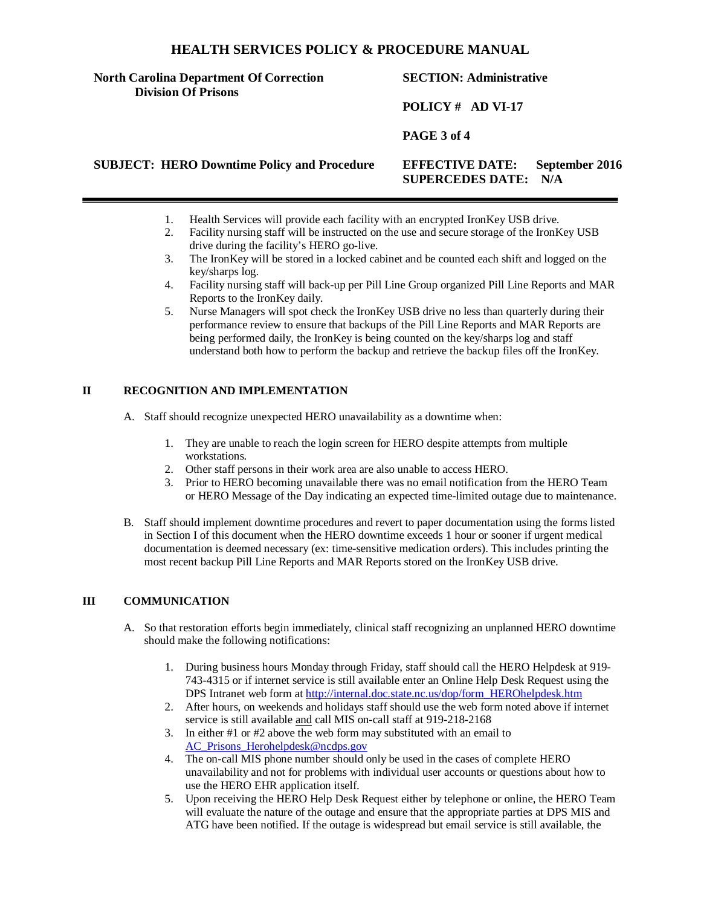1. Health Services will provide each facility with an encrypted IronKey USB drive.
2. Facility nursing staff will be instructed on the use and secure storage of the IronKey USB drive during the facility's HERO go-live.
3. The IronKey will be stored in a locked cabinet and be counted each shift and logged on the key/sharps log.
4. Facility nursing staff will back-up per Pill Line Group organized Pill Line Reports and MAR Reports to the IronKey daily.
5. Nurse Managers will spot check the IronKey USB drive no less than quarterly during their performance review to ensure that backups of the Pill Line Reports and MAR Reports are being performed daily, the IronKey is being counted on the key/sharps log and staff understand both how to perform the backup and retrieve the backup files off the IronKey.

## II RECOGNITION AND IMPLEMENTATION

A. Staff should recognize unexpected HERO unavailability as a downtime when:

1. They are unable to reach the login screen for HERO despite attempts from multiple workstations.
2. Other staff persons in their work area are also unable to access HERO.
3. Prior to HERO becoming unavailable there was no email notification from the HERO Team or HERO Message of the Day indicating an expected time-limited outage due to maintenance.

B. Staff should implement downtime procedures and revert to paper documentation using the forms listed in Section I of this document when the HERO downtime exceeds 1 hour or sooner if urgent medical documentation is deemed necessary (ex: time-sensitive medication orders). This includes printing the most recent backup Pill Line Reports and MAR Reports stored on the IronKey USB drive.

## III COMMUNICATION

A. So that restoration efforts begin immediately, clinical staff recognizing an unplanned HERO downtime should make the following notifications:

1. During business hours Monday through Friday, staff should call the HERO Helpdesk at 919-743-4315 or if internet service is still available enter an Online Help Desk Request using the DPS Intranet web form at http://internal.doc.state.nc.us/dop/form_HEROhelpdesk.htm
2. After hours, on weekends and holidays staff should use the web form noted above if internet service is still available and call MIS on-call staff at 919-218-2168
3. In either #1 or #2 above the web form may substituted with an email to AC_Prisons_Herohelpdesk@ncdps.gov
4. The on-call MIS phone number should only be used in the cases of complete HERO unavailability and not for problems with individual user accounts or questions about how to use the HERO EHR application itself.
5. Upon receiving the HERO Help Desk Request either by telephone or online, the HERO Team will evaluate the nature of the outage and ensure that the appropriate parties at DPS MIS and ATG have been notified. If the outage is widespread but email service is still available, the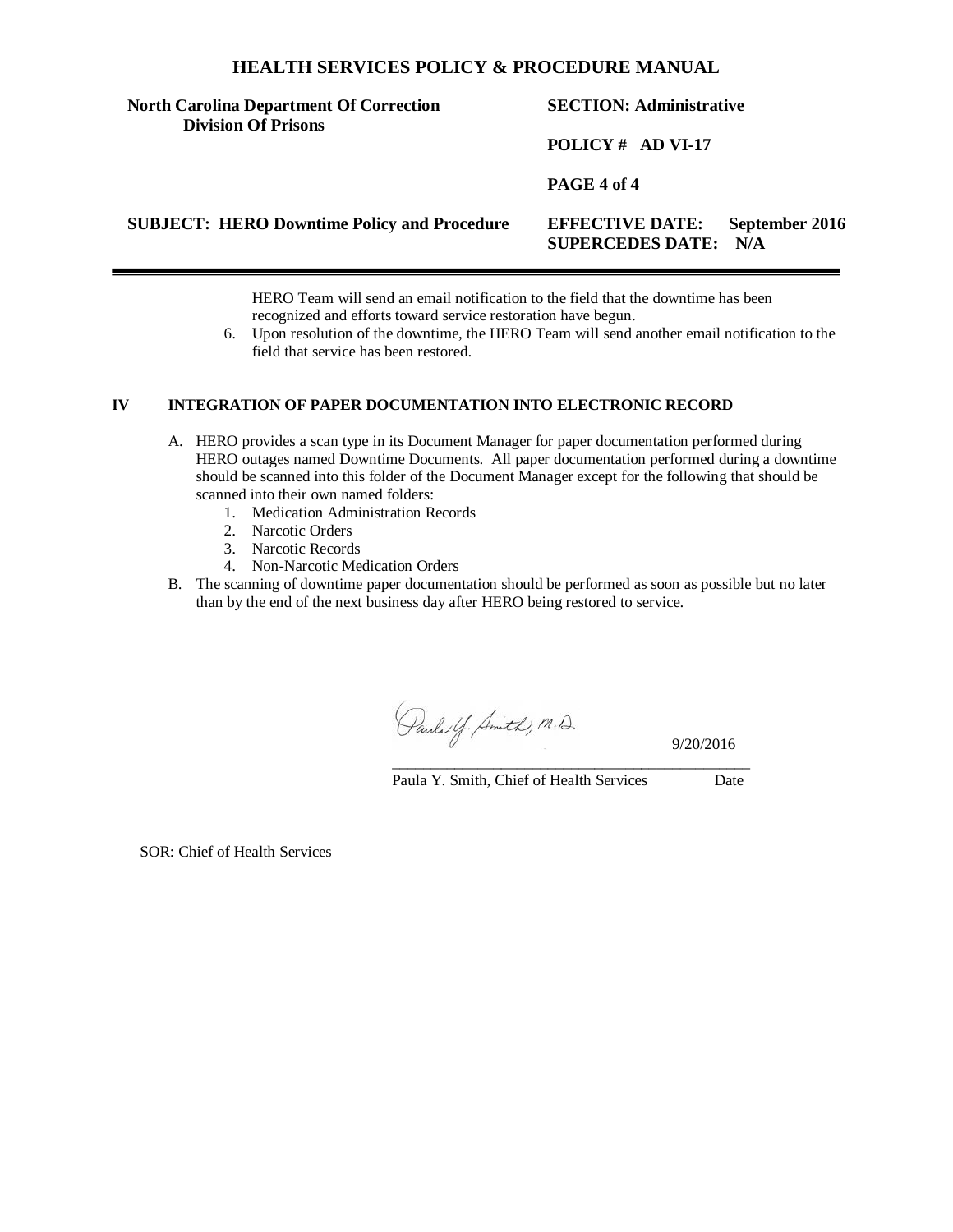HERO Team will send an email notification to the field that the downtime has been recognized and efforts toward service restoration have begun.

6. Upon resolution of the downtime, the HERO Team will send another email notification to the field that service has been restored.

## IV INTEGRATION OF PAPER DOCUMENTATION INTO ELECTRONIC RECORD

A. HERO provides a scan type in its Document Manager for paper documentation performed during HERO outages named Downtime Documents. All paper documentation performed during a downtime should be scanned into this folder of the Document Manager except for the following that should be scanned into their own named folders:
   1. Medication Administration Records
   2. Narcotic Orders
   3. Narcotic Records
   4. Non-Narcotic Medication Orders

B. The scanning of downtime paper documentation should be performed as soon as possible but no later than by the end of the next business day after HERO being restored to service.

Paula Y. Smith, M.D. 9/20/2016

Paula Y. Smith, Chief of Health Services Date

SOR: Chief of Health Services